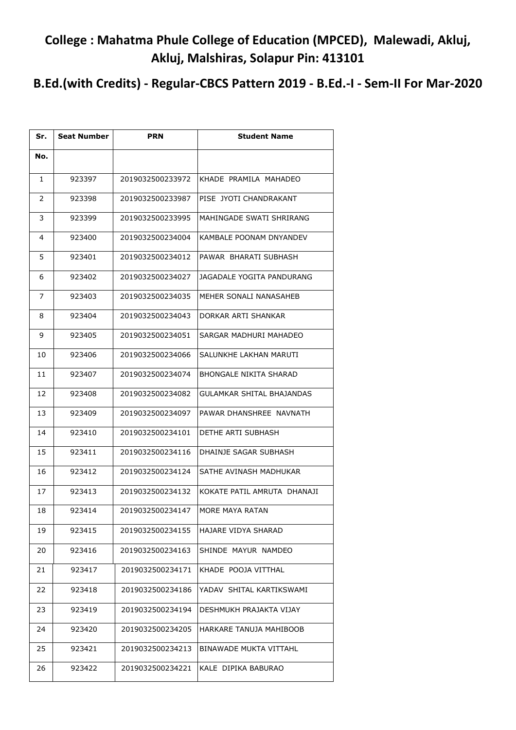# College : Mahatma Phule College of Education (MPCED), Malewadi, Akluj, Akluj, Malshiras, Solapur Pin: 413101

## B.Ed.(with Credits) - Regular-CBCS Pattern 2019 - B.Ed.-I - Sem-II For Mar-2020

| Sr. No. | Seat Number | PRN | Student Name |
|---|---|---|---|
| 1 | 923397 | 2019032500233972 | KHADE PRAMILA MAHADEO |
| 2 | 923398 | 2019032500233987 | PISE JYOTI CHANDRAKANT |
| 3 | 923399 | 2019032500233995 | MAHINGADE SWATI SHRIRANG |
| 4 | 923400 | 2019032500234004 | KAMBALE POONAM DNYANDEV |
| 5 | 923401 | 2019032500234012 | PAWAR BHARATI SUBHASH |
| 6 | 923402 | 2019032500234027 | JAGADALE YOGITA PANDURANG |
| 7 | 923403 | 2019032500234035 | MEHER SONALI NANASAHEB |
| 8 | 923404 | 2019032500234043 | DORKAR ARTI SHANKAR |
| 9 | 923405 | 2019032500234051 | SARGAR MADHURI MAHADEO |
| 10 | 923406 | 2019032500234066 | SALUNKHE LAKHAN MARUTI |
| 11 | 923407 | 2019032500234074 | BHONGALE NIKITA SHARAD |
| 12 | 923408 | 2019032500234082 | GULAMKAR SHITAL BHAJANDAS |
| 13 | 923409 | 2019032500234097 | PAWAR DHANSHREE NAVNATH |
| 14 | 923410 | 2019032500234101 | DETHE ARTI SUBHASH |
| 15 | 923411 | 2019032500234116 | DHAINJE SAGAR SUBHASH |
| 16 | 923412 | 2019032500234124 | SATHE AVINASH MADHUKAR |
| 17 | 923413 | 2019032500234132 | KOKATE PATIL AMRUTA DHANAJI |
| 18 | 923414 | 2019032500234147 | MORE MAYA RATAN |
| 19 | 923415 | 2019032500234155 | HAJARE VIDYA SHARAD |
| 20 | 923416 | 2019032500234163 | SHINDE MAYUR NAMDEO |
| 21 | 923417 | 2019032500234171 | KHADE POOJA VITTHAL |
| 22 | 923418 | 2019032500234186 | YADAV SHITAL KARTIKSWAMI |
| 23 | 923419 | 2019032500234194 | DESHMUKH PRAJAKTA VIJAY |
| 24 | 923420 | 2019032500234205 | HARKARE TANUJA MAHIBOOB |
| 25 | 923421 | 2019032500234213 | BINAWADE MUKTA VITTAHL |
| 26 | 923422 | 2019032500234221 | KALE DIPIKA BABURAO |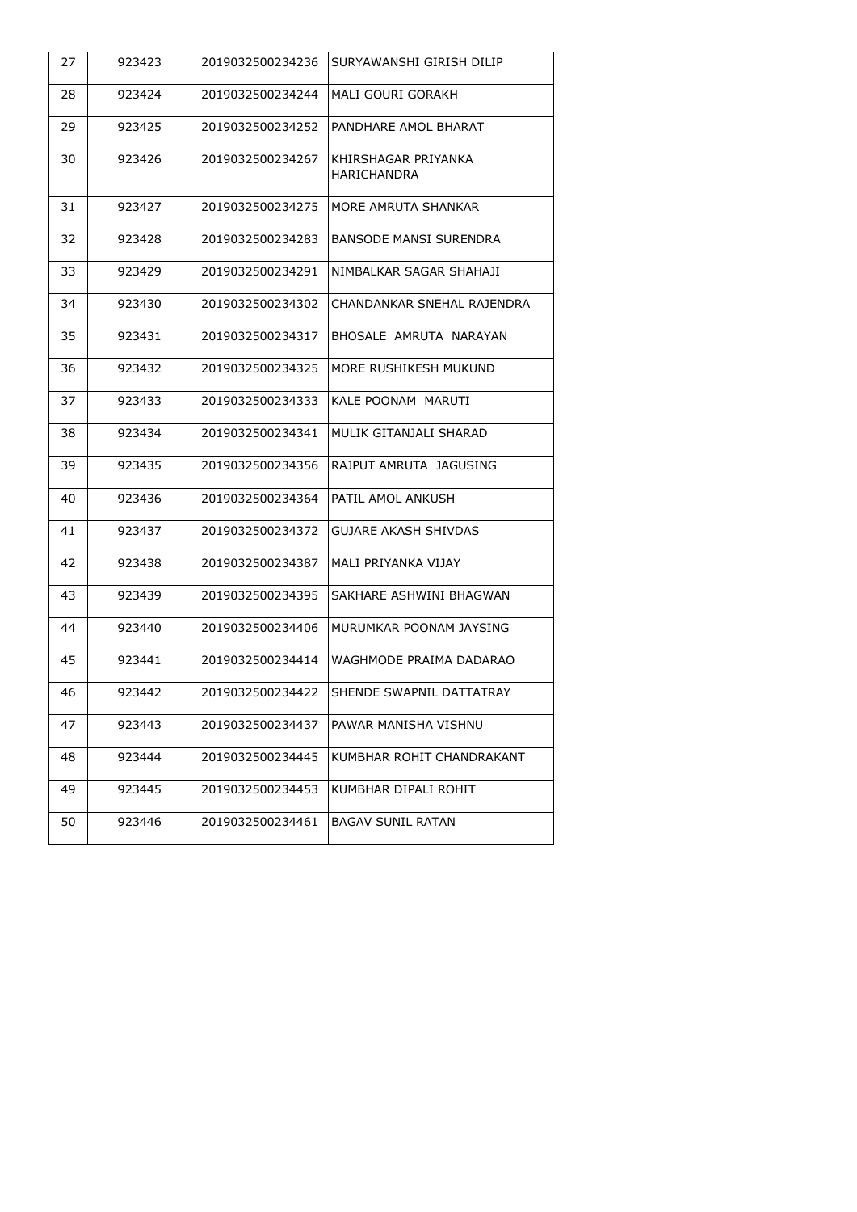| | | | |
|---|---|---|---|
| 27 | 923423 | 2019032500234236 | SURYAWANSHI GIRISH DILIP |
| 28 | 923424 | 2019032500234244 | MALI GOURI GORAKH |
| 29 | 923425 | 2019032500234252 | PANDHARE AMOL BHARAT |
| 30 | 923426 | 2019032500234267 | KHIRSHAGAR PRIYANKA HARICHANDRA |
| 31 | 923427 | 2019032500234275 | MORE AMRUTA SHANKAR |
| 32 | 923428 | 2019032500234283 | BANSODE MANSI SURENDRA |
| 33 | 923429 | 2019032500234291 | NIMBALKAR SAGAR SHAHAJI |
| 34 | 923430 | 2019032500234302 | CHANDANKAR SNEHAL RAJENDRA |
| 35 | 923431 | 2019032500234317 | BHOSALE AMRUTA NARAYAN |
| 36 | 923432 | 2019032500234325 | MORE RUSHIKESH MUKUND |
| 37 | 923433 | 2019032500234333 | KALE POONAM MARUTI |
| 38 | 923434 | 2019032500234341 | MULIK GITANJALI SHARAD |
| 39 | 923435 | 2019032500234356 | RAJPUT AMRUTA JAGUSING |
| 40 | 923436 | 2019032500234364 | PATIL AMOL ANKUSH |
| 41 | 923437 | 2019032500234372 | GUJARE AKASH SHIVDAS |
| 42 | 923438 | 2019032500234387 | MALI PRIYANKA VIJAY |
| 43 | 923439 | 2019032500234395 | SAKHARE ASHWINI BHAGWAN |
| 44 | 923440 | 2019032500234406 | MURUMKAR POONAM JAYSING |
| 45 | 923441 | 2019032500234414 | WAGHMODE PRAIMA DADARAO |
| 46 | 923442 | 2019032500234422 | SHENDE SWAPNIL DATTATRAY |
| 47 | 923443 | 2019032500234437 | PAWAR MANISHA VISHNU |
| 48 | 923444 | 2019032500234445 | KUMBHAR ROHIT CHANDRAKANT |
| 49 | 923445 | 2019032500234453 | KUMBHAR DIPALI ROHIT |
| 50 | 923446 | 2019032500234461 | BAGAV SUNIL RATAN |